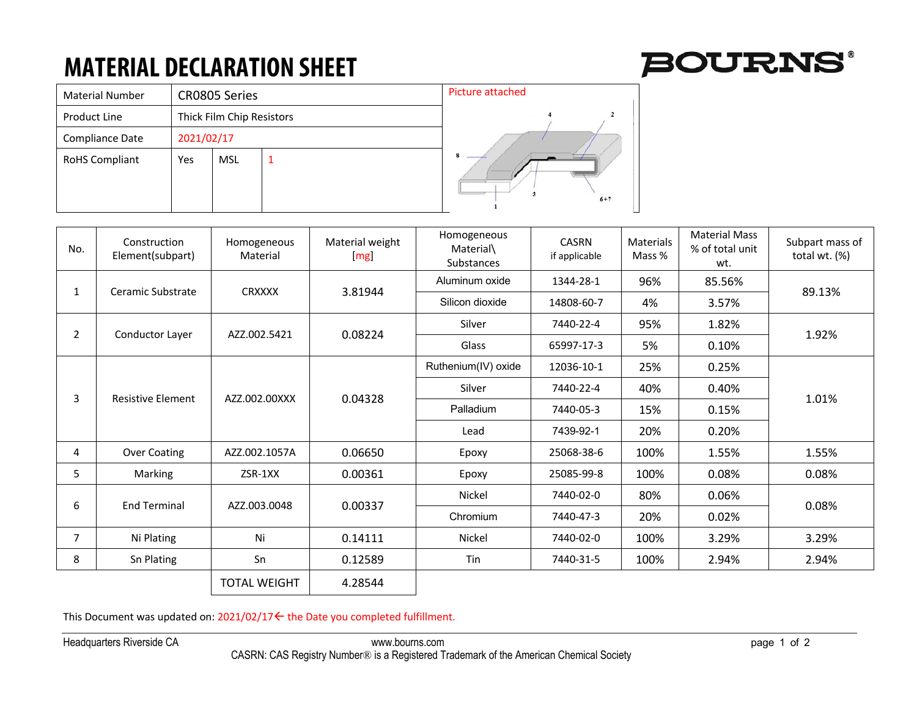# MATERIAL DECLARATION SHEET

BOURNS®

| Material Number | CR0805 Series | | |
|---|---|---|---|
| Product Line | Thick Film Chip Resistors | | |
| Compliance Date | 2021/02/17 | | |
| RoHS Compliant | Yes | MSL | 1 |

Picture attached

| No. | Construction Element(subpart) | Homogeneous Material | Material weight [mg] | Homogeneous Material\ Substances | CASRN if applicable | Materials Mass % | Material Mass % of total unit wt. | Subpart mass of total wt. (%) |
|---|---|---|---|---|---|---|---|---|
| 1 | Ceramic Substrate | CRXXXX | 3.81944 | Aluminum oxide | 1344-28-1 | 96% | 85.56% | 89.13% |
| | | | | Silicon dioxide | 14808-60-7 | 4% | 3.57% | |
| 2 | Conductor Layer | AZZ.002.5421 | 0.08224 | Silver | 7440-22-4 | 95% | 1.82% | 1.92% |
| | | | | Glass | 65997-17-3 | 5% | 0.10% | |
| 3 | Resistive Element | AZZ.002.00XXX | 0.04328 | Ruthenium(IV) oxide | 12036-10-1 | 25% | 0.25% | 1.01% |
| | | | | Silver | 7440-22-4 | 40% | 0.40% | |
| | | | | Palladium | 7440-05-3 | 15% | 0.15% | |
| | | | | Lead | 7439-92-1 | 20% | 0.20% | |
| 4 | Over Coating | AZZ.002.1057A | 0.06650 | Epoxy | 25068-38-6 | 100% | 1.55% | 1.55% |
| 5 | Marking | ZSR-1XX | 0.00361 | Epoxy | 25085-99-8 | 100% | 0.08% | 0.08% |
| 6 | End Terminal | AZZ.003.0048 | 0.00337 | Nickel | 7440-02-0 | 80% | 0.06% | 0.08% |
| | | | | Chromium | 7440-47-3 | 20% | 0.02% | |
| 7 | Ni Plating | Ni | 0.14111 | Nickel | 7440-02-0 | 100% | 3.29% | 3.29% |
| 8 | Sn Plating | Sn | 0.12589 | Tin | 7440-31-5 | 100% | 2.94% | 2.94% |
| | | TOTAL WEIGHT | 4.28544 | | | | | |

This Document was updated on: 2021/02/17← the Date you completed fulfillment.

Headquarters Riverside CA www.bourns.com

CASRN: CAS Registry Number® is a Registered Trademark of the American Chemical Society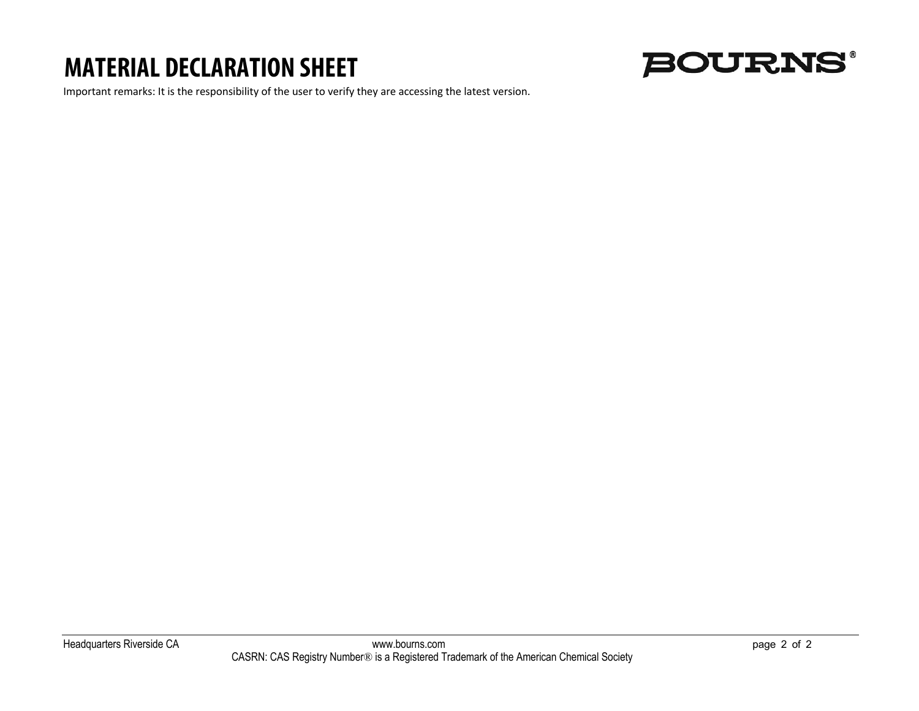# MATERIAL DECLARATION SHEET

Important remarks: It is the responsibility of the user to verify they are accessing the latest version.

Headquarters Riverside CA www.bourns.com

CASRN: CAS Registry Number® is a Registered Trademark of the American Chemical Society